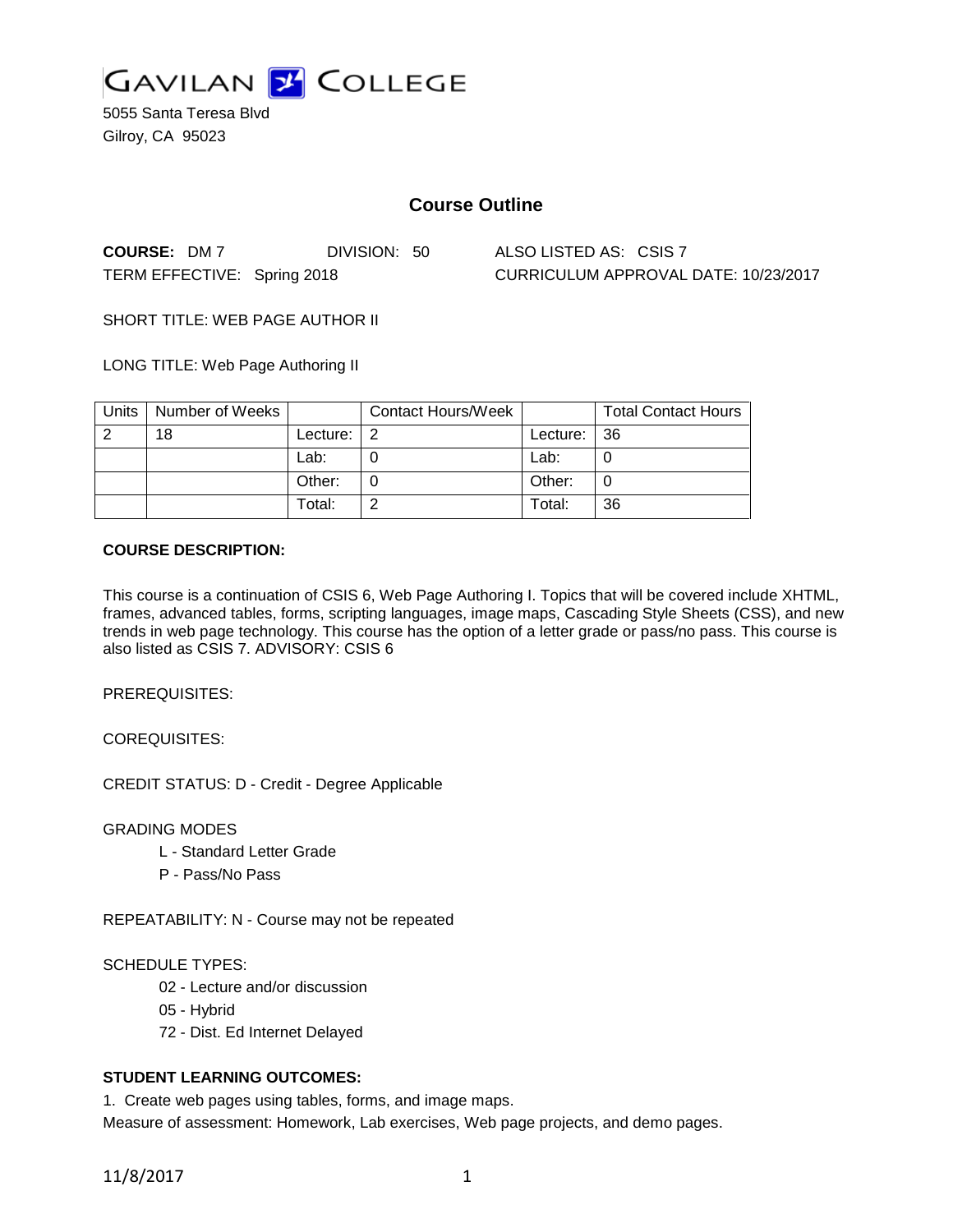# GAVILAN COLLEGE

5055 Santa Teresa Blvd
Gilroy, CA 95023

## Course Outline

**COURSE:** DM 7 DIVISION: 50 ALSO LISTED AS: CSIS 7

TERM EFFECTIVE: Spring 2018 CURRICULUM APPROVAL DATE: 10/23/2017

SHORT TITLE: WEB PAGE AUTHOR II

LONG TITLE: Web Page Authoring II

| Units | Number of Weeks | | Contact Hours/Week | | Total Contact Hours |
|---|---|---|---|---|---|
| 2 | 18 | Lecture: | 2 | Lecture: | 36 |
| | | Lab: | 0 | Lab: | 0 |
| | | Other: | 0 | Other: | 0 |
| | | Total: | 2 | Total: | 36 |

**COURSE DESCRIPTION:**

This course is a continuation of CSIS 6, Web Page Authoring I. Topics that will be covered include XHTML, frames, advanced tables, forms, scripting languages, image maps, Cascading Style Sheets (CSS), and new trends in web page technology. This course has the option of a letter grade or pass/no pass. This course is also listed as CSIS 7. ADVISORY: CSIS 6

PREREQUISITES:

COREQUISITES:

CREDIT STATUS: D - Credit - Degree Applicable

GRADING MODES

- L - Standard Letter Grade
- P - Pass/No Pass

REPEATABILITY: N - Course may not be repeated

SCHEDULE TYPES:

- 02 - Lecture and/or discussion
- 05 - Hybrid
- 72 - Dist. Ed Internet Delayed

**STUDENT LEARNING OUTCOMES:**

1. Create web pages using tables, forms, and image maps.

Measure of assessment: Homework, Lab exercises, Web page projects, and demo pages.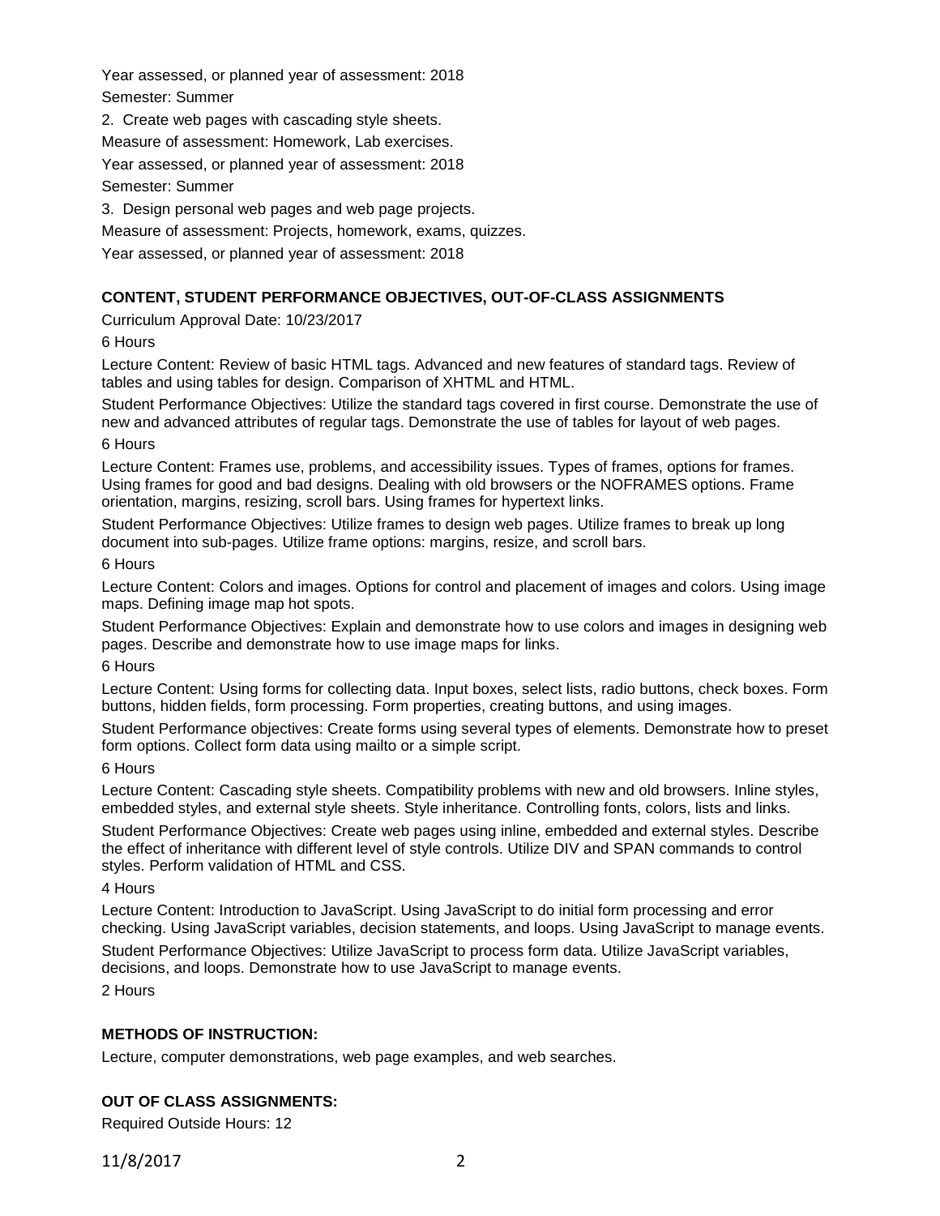Year assessed, or planned year of assessment: 2018

Semester: Summer

2. Create web pages with cascading style sheets.

Measure of assessment: Homework, Lab exercises.

Year assessed, or planned year of assessment: 2018

Semester: Summer

3. Design personal web pages and web page projects.

Measure of assessment: Projects, homework, exams, quizzes.

Year assessed, or planned year of assessment: 2018

**CONTENT, STUDENT PERFORMANCE OBJECTIVES, OUT-OF-CLASS ASSIGNMENTS**

Curriculum Approval Date: 10/23/2017

6 Hours

Lecture Content: Review of basic HTML tags. Advanced and new features of standard tags. Review of tables and using tables for design. Comparison of XHTML and HTML.

Student Performance Objectives: Utilize the standard tags covered in first course. Demonstrate the use of new and advanced attributes of regular tags. Demonstrate the use of tables for layout of web pages.

6 Hours

Lecture Content: Frames use, problems, and accessibility issues. Types of frames, options for frames. Using frames for good and bad designs. Dealing with old browsers or the NOFRAMES options. Frame orientation, margins, resizing, scroll bars. Using frames for hypertext links.

Student Performance Objectives: Utilize frames to design web pages. Utilize frames to break up long document into sub-pages. Utilize frame options: margins, resize, and scroll bars.

6 Hours

Lecture Content: Colors and images. Options for control and placement of images and colors. Using image maps. Defining image map hot spots.

Student Performance Objectives: Explain and demonstrate how to use colors and images in designing web pages. Describe and demonstrate how to use image maps for links.

6 Hours

Lecture Content: Using forms for collecting data. Input boxes, select lists, radio buttons, check boxes. Form buttons, hidden fields, form processing. Form properties, creating buttons, and using images.

Student Performance objectives: Create forms using several types of elements. Demonstrate how to preset form options. Collect form data using mailto or a simple script.

6 Hours

Lecture Content: Cascading style sheets. Compatibility problems with new and old browsers. Inline styles, embedded styles, and external style sheets. Style inheritance. Controlling fonts, colors, lists and links.

Student Performance Objectives: Create web pages using inline, embedded and external styles. Describe the effect of inheritance with different level of style controls. Utilize DIV and SPAN commands to control styles. Perform validation of HTML and CSS.

4 Hours

Lecture Content: Introduction to JavaScript. Using JavaScript to do initial form processing and error checking. Using JavaScript variables, decision statements, and loops. Using JavaScript to manage events.

Student Performance Objectives: Utilize JavaScript to process form data. Utilize JavaScript variables, decisions, and loops. Demonstrate how to use JavaScript to manage events.

2 Hours

**METHODS OF INSTRUCTION:**

Lecture, computer demonstrations, web page examples, and web searches.

**OUT OF CLASS ASSIGNMENTS:**

Required Outside Hours: 12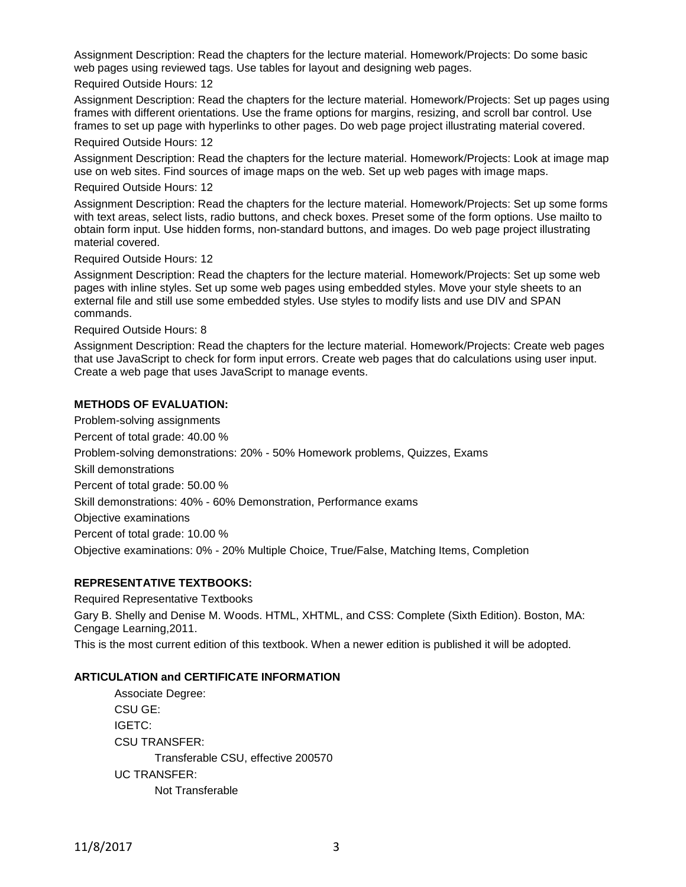Assignment Description: Read the chapters for the lecture material. Homework/Projects: Do some basic web pages using reviewed tags. Use tables for layout and designing web pages.

Required Outside Hours: 12

Assignment Description: Read the chapters for the lecture material. Homework/Projects: Set up pages using frames with different orientations. Use the frame options for margins, resizing, and scroll bar control. Use frames to set up page with hyperlinks to other pages. Do web page project illustrating material covered.

Required Outside Hours: 12

Assignment Description: Read the chapters for the lecture material. Homework/Projects: Look at image map use on web sites. Find sources of image maps on the web. Set up web pages with image maps.

Required Outside Hours: 12

Assignment Description: Read the chapters for the lecture material. Homework/Projects: Set up some forms with text areas, select lists, radio buttons, and check boxes. Preset some of the form options. Use mailto to obtain form input. Use hidden forms, non-standard buttons, and images. Do web page project illustrating material covered.

Required Outside Hours: 12

Assignment Description: Read the chapters for the lecture material. Homework/Projects: Set up some web pages with inline styles. Set up some web pages using embedded styles. Move your style sheets to an external file and still use some embedded styles. Use styles to modify lists and use DIV and SPAN commands.

Required Outside Hours: 8

Assignment Description: Read the chapters for the lecture material. Homework/Projects: Create web pages that use JavaScript to check for form input errors. Create web pages that do calculations using user input. Create a web page that uses JavaScript to manage events.

**METHODS OF EVALUATION:**

Problem-solving assignments

Percent of total grade: 40.00 %

Problem-solving demonstrations: 20% - 50% Homework problems, Quizzes, Exams

Skill demonstrations

Percent of total grade: 50.00 %

Skill demonstrations: 40% - 60% Demonstration, Performance exams

Objective examinations

Percent of total grade: 10.00 %

Objective examinations: 0% - 20% Multiple Choice, True/False, Matching Items, Completion

**REPRESENTATIVE TEXTBOOKS:**

Required Representative Textbooks

Gary B. Shelly and Denise M. Woods. HTML, XHTML, and CSS: Complete (Sixth Edition). Boston, MA: Cengage Learning,2011.

This is the most current edition of this textbook. When a newer edition is published it will be adopted.

**ARTICULATION and CERTIFICATE INFORMATION**

Associate Degree:

CSU GE:

IGETC:

CSU TRANSFER:

Transferable CSU, effective 200570

UC TRANSFER:

Not Transferable

11/8/2017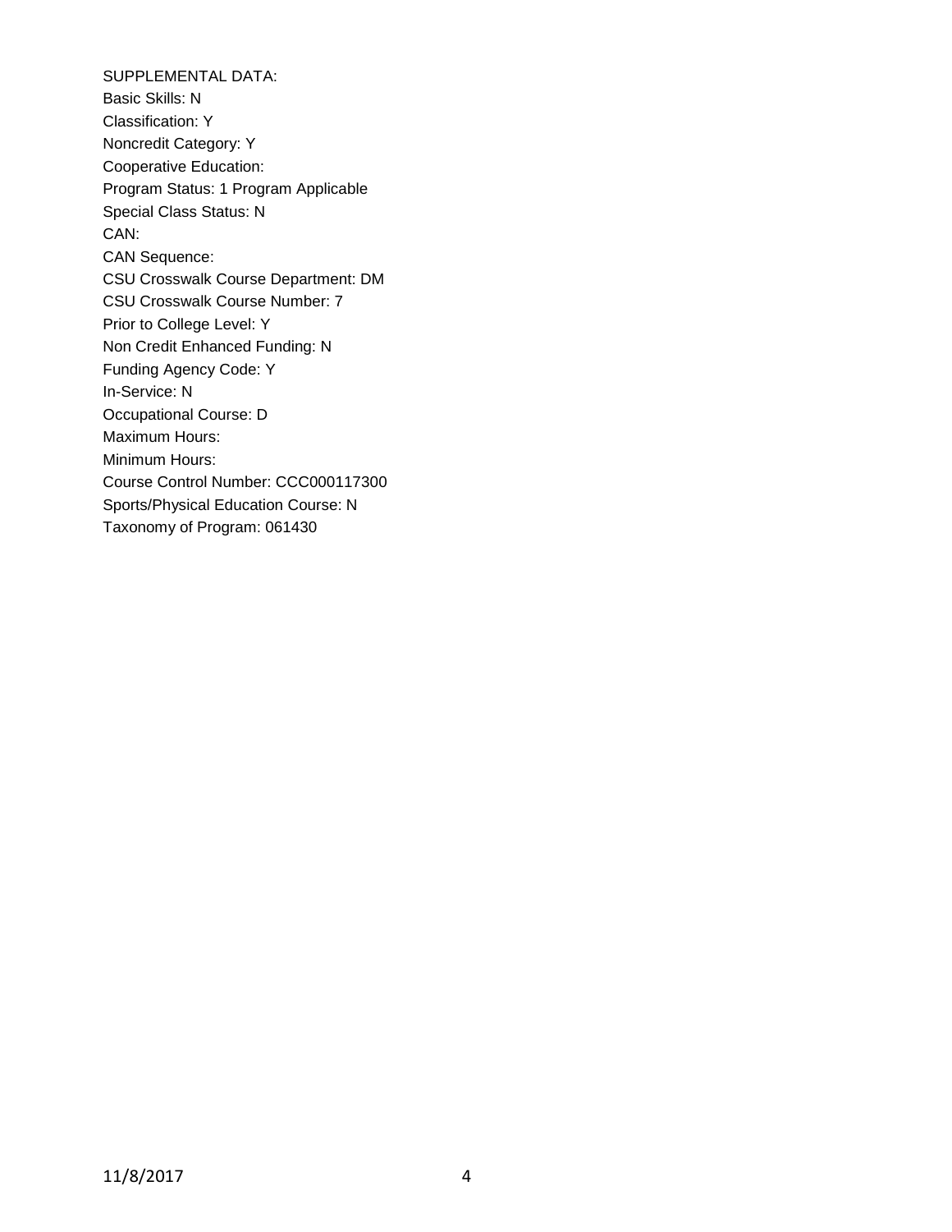SUPPLEMENTAL DATA:

Basic Skills: N

Classification: Y

Noncredit Category: Y

Cooperative Education:

Program Status: 1 Program Applicable

Special Class Status: N

CAN:

CAN Sequence:

CSU Crosswalk Course Department: DM

CSU Crosswalk Course Number: 7

Prior to College Level: Y

Non Credit Enhanced Funding: N

Funding Agency Code: Y

In-Service: N

Occupational Course: D

Maximum Hours:

Minimum Hours:

Course Control Number: CCC000117300

Sports/Physical Education Course: N

Taxonomy of Program: 061430